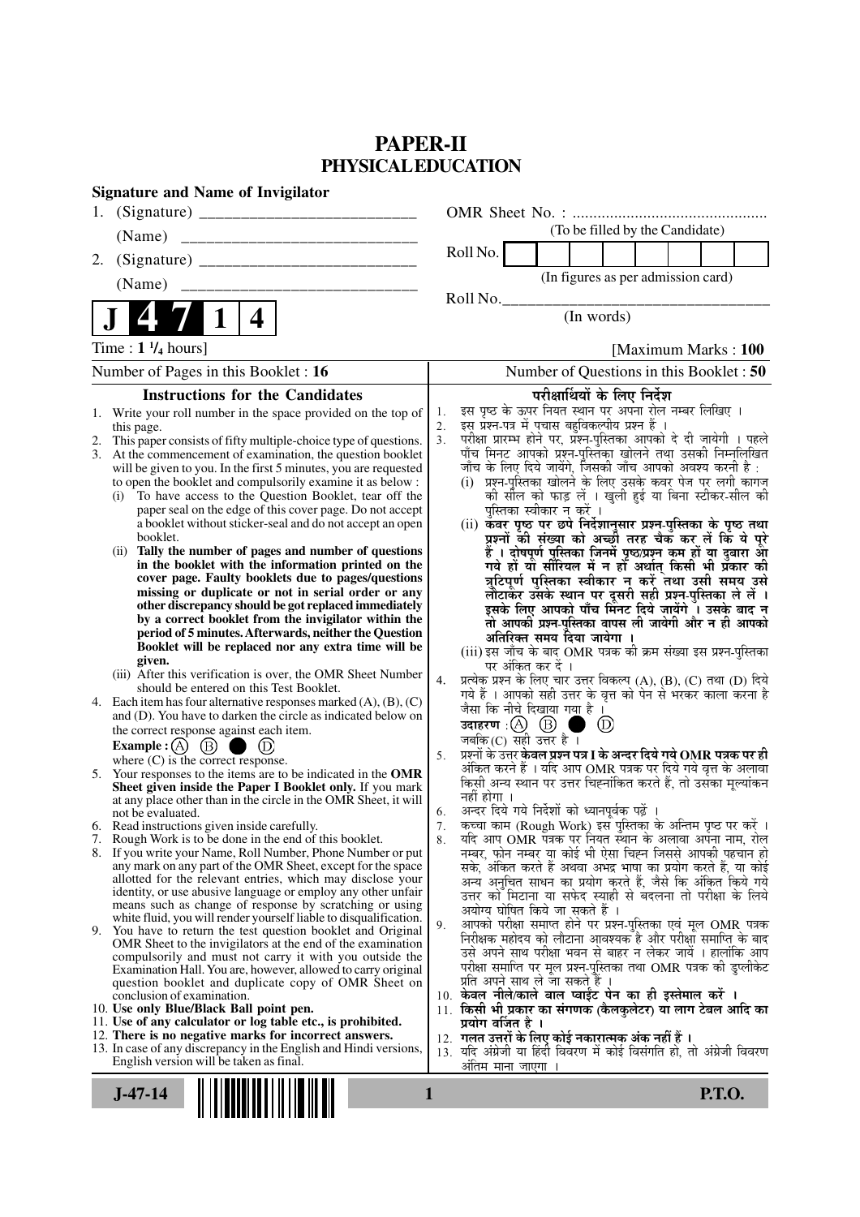# PAPER-II
## PHYSICAL EDUCATION

**Signature and Name of Invigilator**

1. (Signature) __________________________

   (Name) __________________________

2. (Signature) __________________________

   (Name) __________________________

OMR Sheet No. : ...............................................

(To be filled by the Candidate)

Roll No. [ ]

(In figures as per admission card)

Roll No.________________________________

(In words)

**J 4 7 1 4**

Time : **1 ¹/₄ hours**] [Maximum Marks : **100**

Number of Pages in this Booklet : **16** | Number of Questions in this Booklet : **50**

### Instructions for the Candidates

1. Write your roll number in the space provided on the top of this page.
2. This paper consists of fifty multiple-choice type of questions.
3. At the commencement of examination, the question booklet will be given to you. In the first 5 minutes, you are requested to open the booklet and compulsorily examine it as below :
   - (i) To have access to the Question Booklet, tear off the paper seal on the edge of this cover page. Do not accept a booklet without sticker-seal and do not accept an open booklet.
   - (ii) **Tally the number of pages and number of questions in the booklet with the information printed on the cover page. Faulty booklets due to pages/questions missing or duplicate or not in serial order or any other discrepancy should be got replaced immediately by a correct booklet from the invigilator within the period of 5 minutes. Afterwards, neither the Question Booklet will be replaced nor any extra time will be given.**
   - (iii) After this verification is over, the OMR Sheet Number should be entered on this Test Booklet.
4. Each item has four alternative responses marked (A), (B), (C) and (D). You have to darken the circle as indicated below on the correct response against each item.

   **Example :** (A) (B) ● (D)

   where (C) is the correct response.
5. Your responses to the items are to be indicated in the **OMR Sheet given inside the Paper I Booklet only.** If you mark at any place other than in the circle in the OMR Sheet, it will not be evaluated.
6. Read instructions given inside carefully.
7. Rough Work is to be done in the end of this booklet.
8. If you write your Name, Roll Number, Phone Number or put any mark on any part of the OMR Sheet, except for the space allotted for the relevant entries, which may disclose your identity, or use abusive language or employ any other unfair means such as change of response by scratching or using white fluid, you will render yourself liable to disqualification.
9. You have to return the test question booklet and Original OMR Sheet to the invigilators at the end of the examination compulsorily and must not carry it with you outside the Examination Hall. You are, however, allowed to carry original question booklet and duplicate copy of OMR Sheet on conclusion of examination.
10. **Use only Blue/Black Ball point pen.**
11. **Use of any calculator or log table etc., is prohibited.**
12. **There is no negative marks for incorrect answers.**
13. In case of any discrepancy in the English and Hindi versions, English version will be taken as final.

### परीक्षार्थियों के लिए निर्देश

1. इस पृष्ठ के ऊपर नियत स्थान पर अपना रोल नम्बर लिखिए ।
2. इस प्रश्न-पत्र में पचास बहुविकल्पीय प्रश्न हैं ।
3. परीक्षा प्रारम्भ होने पर, प्रश्न-पुस्तिका आपको दे दी जायेगी । पहले पाँच मिनट आपको प्रश्न-पुस्तिका खोलने तथा उसकी निम्नलिखित जाँच के लिए दिये जायेंगे, जिसकी जाँच आपको अवश्य करनी है :
   - (i) प्रश्न-पुस्तिका खोलने के लिए उसके कवर पेज पर लगी कागज की सील को फाड़ लें । खुली हुई या बिना स्टीकर-सील की पुस्तिका स्वीकार न करें ।
   - (ii) **कवर पृष्ठ पर छपे निर्देशानुसार प्रश्न-पुस्तिका के पृष्ठ तथा प्रश्नों की संख्या को अच्छी तरह चैक कर लें कि ये पूरे हैं । दोषपूर्ण पुस्तिका जिनमें पृष्ठ/प्रश्न कम हों या दुबारा आ गये हों या सीरियल में न हों अर्थात् किसी भी प्रकार की त्रुटिपूर्ण पुस्तिका स्वीकार न करें तथा उसी समय उसे लौटाकर उसके स्थान पर दूसरी सही प्रश्न-पुस्तिका ले लें । इसके लिए आपको पाँच मिनट दिये जायेंगे । उसके बाद न तो आपकी प्रश्न-पुस्तिका वापस ली जायेगी और न ही आपको अतिरिक्त समय दिया जायेगा ।**
   - (iii) इस जाँच के बाद OMR पत्रक की क्रम संख्या इस प्रश्न-पुस्तिका पर अंकित कर दें ।
4. प्रत्येक प्रश्न के लिए चार उत्तर विकल्प (A), (B), (C) तथा (D) दिये गये हैं । आपको सही उत्तर के वृत्त को पेन से भरकर काला करना है जैसा कि नीचे दिखाया गया है ।

   **उदाहरण :** (A) (B) ● (D)

   जबकि (C) सही उत्तर है ।
5. प्रश्नों के उत्तर **केवल प्रश्न पत्र I के अन्दर दिये गये OMR पत्रक पर ही** अंकित करने हैं । यदि आप OMR पत्रक पर दिये गये वृत्त के अलावा किसी अन्य स्थान पर उत्तर चिह्नांकित करते हैं, तो उसका मूल्यांकन नहीं होगा ।
6. अन्दर दिये गये निर्देशों को ध्यानपूर्वक पढ़ें ।
7. कच्चा काम (Rough Work) इस पुस्तिका के अन्तिम पृष्ठ पर करें ।
8. यदि आप OMR पत्रक पर नियत स्थान के अलावा अपना नाम, रोल नम्बर, फोन नम्बर या कोई भी ऐसा चिह्न जिससे आपकी पहचान हो सके, अंकित करते हैं अथवा अभद्र भाषा का प्रयोग करते हैं, या कोई अन्य अनुचित साधन का प्रयोग करते हैं, जैसे कि अंकित किये गये उत्तर को मिटाना या सफेद स्याही से बदलना तो परीक्षा के लिये अयोग्य घोषित किये जा सकते हैं ।
9. आपको परीक्षा समाप्त होने पर प्रश्न-पुस्तिका एवं मूल OMR पत्रक निरीक्षक महोदय को लौटाना आवश्यक है और परीक्षा समाप्ति के बाद उसे अपने साथ परीक्षा भवन से बाहर न लेकर जायें । हालांकि आप परीक्षा समाप्ति पर मूल प्रश्न-पुस्तिका तथा OMR पत्रक की डुप्लीकेट प्रति अपने साथ ले जा सकते हैं ।
10. **केवल नीले/काले बाल प्वाईंट पेन का ही इस्तेमाल करें ।**
11. **किसी भी प्रकार का संगणक (कैलकुलेटर) या लाग टेबल आदि का प्रयोग वर्जित है ।**
12. **गलत उत्तरों के लिए कोई नकारात्मक अंक नहीं हैं ।**
13. यदि अंग्रेजी या हिंदी विवरण में कोई विसंगति हो, तो अंग्रेजी विवरण अंतिम माना जाएगा ।

**J-47-14** **P.T.O.**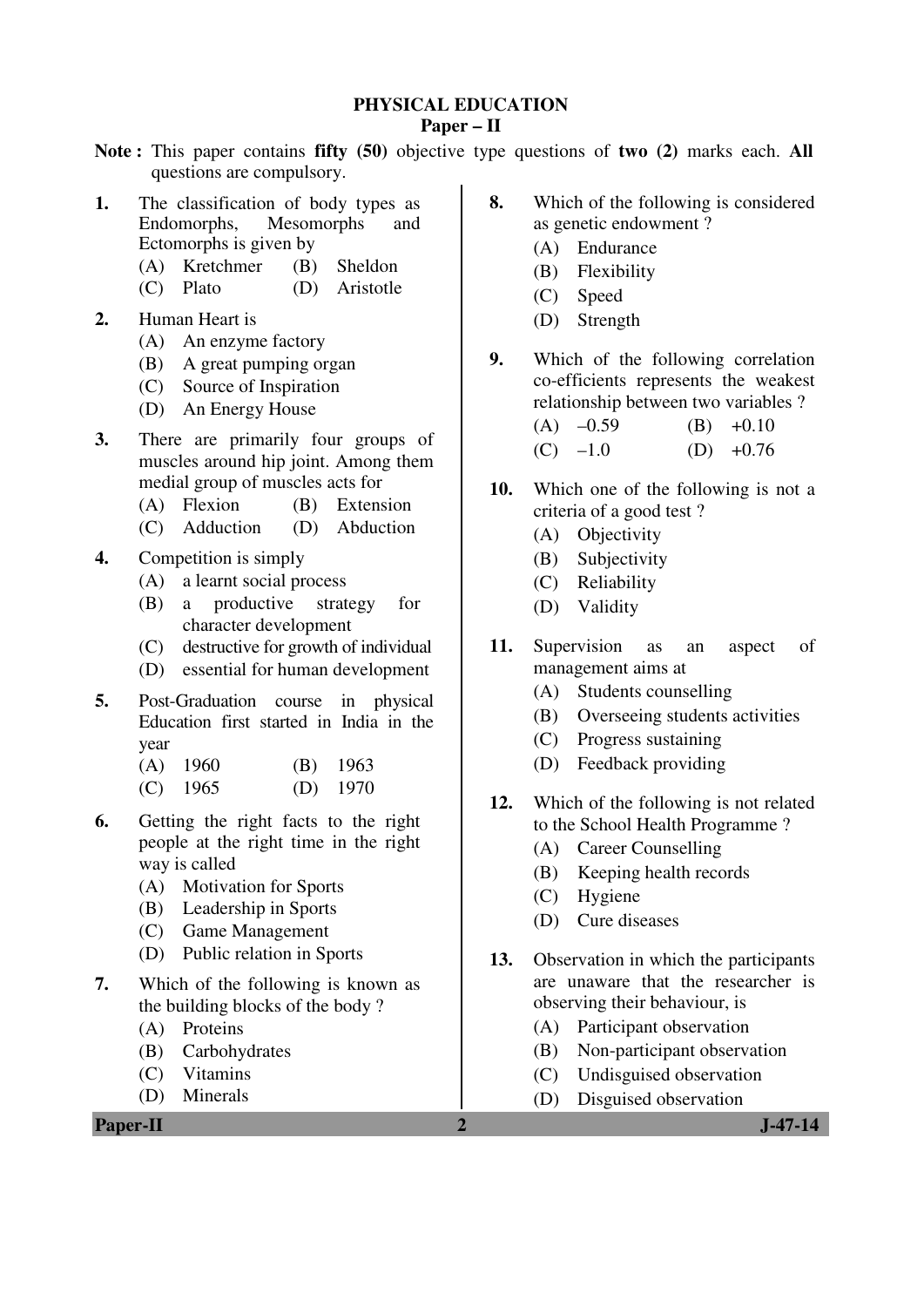# PHYSICAL EDUCATION

## Paper – II

**Note :** This paper contains **fifty (50)** objective type questions of **two (2)** marks each. **All** questions are compulsory.

**1.** The classification of body types as Endomorphs, Mesomorphs and Ectomorphs is given by

(A) Kretchmer (B) Sheldon
(C) Plato (D) Aristotle

**2.** Human Heart is

(A) An enzyme factory
(B) A great pumping organ
(C) Source of Inspiration
(D) An Energy House

**3.** There are primarily four groups of muscles around hip joint. Among them medial group of muscles acts for

(A) Flexion (B) Extension
(C) Adduction (D) Abduction

**4.** Competition is simply

(A) a learnt social process
(B) a productive strategy for character development
(C) destructive for growth of individual
(D) essential for human development

**5.** Post-Graduation course in physical Education first started in India in the year

(A) 1960 (B) 1963
(C) 1965 (D) 1970

**6.** Getting the right facts to the right people at the right time in the right way is called

(A) Motivation for Sports
(B) Leadership in Sports
(C) Game Management
(D) Public relation in Sports

**7.** Which of the following is known as the building blocks of the body ?

(A) Proteins
(B) Carbohydrates
(C) Vitamins
(D) Minerals

**8.** Which of the following is considered as genetic endowment ?

(A) Endurance
(B) Flexibility
(C) Speed
(D) Strength

**9.** Which of the following correlation co-efficients represents the weakest relationship between two variables ?

(A) –0.59 (B) +0.10
(C) –1.0 (D) +0.76

**10.** Which one of the following is not a criteria of a good test ?

(A) Objectivity
(B) Subjectivity
(C) Reliability
(D) Validity

**11.** Supervision as an aspect of management aims at

(A) Students counselling
(B) Overseeing students activities
(C) Progress sustaining
(D) Feedback providing

**12.** Which of the following is not related to the School Health Programme ?

(A) Career Counselling
(B) Keeping health records
(C) Hygiene
(D) Cure diseases

**13.** Observation in which the participants are unaware that the researcher is observing their behaviour, is

(A) Participant observation
(B) Non-participant observation
(C) Undisguised observation
(D) Disguised observation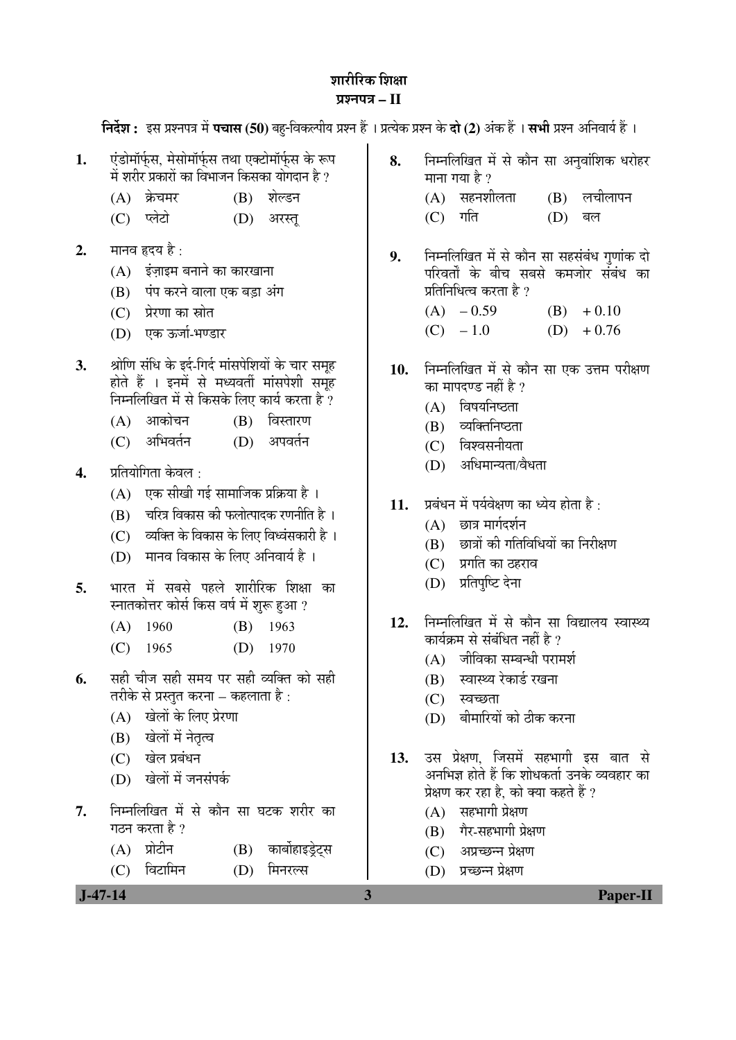# शारीरिक शिक्षा

## प्रश्नपत्र – II

**निर्देश :** इस प्रश्नपत्र में **पचास (50)** बहु-विकल्पीय प्रश्न हैं । प्रत्येक प्रश्न के **दो (2)** अंक हैं । **सभी** प्रश्न अनिवार्य हैं ।

**1.** एंडोमॉर्फ्स, मेसोमॉर्फ्स तथा एक्टोमॉर्फ्स के रूप में शरीर प्रकारों का विभाजन किसका योगदान है ?

(A) क्रेचमर (B) शेल्डन
(C) प्लेटो (D) अरस्तू

**2.** मानव हृदय है :

(A) इंज़ाइम बनाने का कारखाना
(B) पंप करने वाला एक बड़ा अंग
(C) प्रेरणा का स्रोत
(D) एक ऊर्जा-भण्डार

**3.** श्रोणि संधि के इर्द-गिर्द मांसपेशियों के चार समूह होते हैं । इनमें से मध्यवर्ती मांसपेशी समूह निम्नलिखित में से किसके लिए कार्य करता है ?

(A) आकोचन (B) विस्तारण
(C) अभिवर्तन (D) अपवर्तन

**4.** प्रतियोगिता केवल :

(A) एक सीखी गई सामाजिक प्रक्रिया है ।
(B) चरित्र विकास की फलोत्पादक रणनीति है ।
(C) व्यक्ति के विकास के लिए विध्वंसकारी है ।
(D) मानव विकास के लिए अनिवार्य है ।

**5.** भारत में सबसे पहले शारीरिक शिक्षा का स्नातकोत्तर कोर्स किस वर्ष में शुरू हुआ ?

(A) 1960 (B) 1963
(C) 1965 (D) 1970

**6.** सही चीज सही समय पर सही व्यक्ति को सही तरीके से प्रस्तुत करना – कहलाता है :

(A) खेलों के लिए प्रेरणा
(B) खेलों में नेतृत्व
(C) खेल प्रबंधन
(D) खेलों में जनसंपर्क

**7.** निम्नलिखित में से कौन सा घटक शरीर का गठन करता है ?

(A) प्रोटीन (B) कार्बोहाइड्रेट्स
(C) विटामिन (D) मिनरल्स

**8.** निम्नलिखित में से कौन सा अनुवांशिक धरोहर माना गया है ?

(A) सहनशीलता (B) लचीलापन
(C) गति (D) बल

**9.** निम्नलिखित में से कौन सा सहसंबंध गुणांक दो परिवर्तों के बीच सबसे कमजोर संबंध का प्रतिनिधित्व करता है ?

(A) – 0.59 (B) + 0.10
(C) – 1.0 (D) + 0.76

**10.** निम्नलिखित में से कौन सा एक उत्तम परीक्षण का मापदण्ड नहीं है ?

(A) विषयनिष्ठता
(B) व्यक्तिनिष्ठता
(C) विश्वसनीयता
(D) अधिमान्यता/वैधता

**11.** प्रबंधन में पर्यवेक्षण का ध्येय होता है :

(A) छात्र मार्गदर्शन
(B) छात्रों की गतिविधियों का निरीक्षण
(C) प्रगति का ठहराव
(D) प्रतिपुष्टि देना

**12.** निम्नलिखित में से कौन सा विद्यालय स्वास्थ्य कार्यक्रम से संबंधित नहीं है ?

(A) जीविका सम्बन्धी परामर्श
(B) स्वास्थ्य रेकार्ड रखना
(C) स्वच्छता
(D) बीमारियों को ठीक करना

**13.** उस प्रेक्षण, जिसमें सहभागी इस बात से अनभिज्ञ होते हैं कि शोधकर्ता उनके व्यवहार का प्रेक्षण कर रहा है, को क्या कहते हैं ?

(A) सहभागी प्रेक्षण
(B) गैर-सहभागी प्रेक्षण
(C) अप्रच्छन्न प्रेक्षण
(D) प्रच्छन्न प्रेक्षण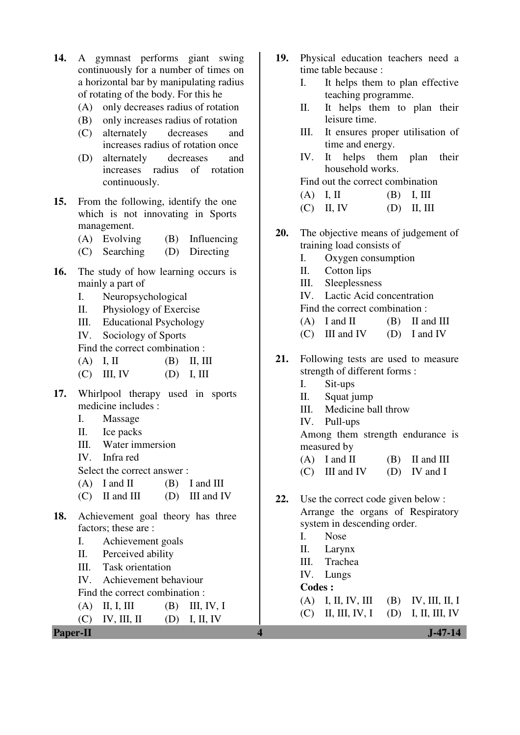**14.** A gymnast performs giant swing continuously for a number of times on a horizontal bar by manipulating radius of rotating of the body. For this he

(A) only decreases radius of rotation

(B) only increases radius of rotation

(C) alternately decreases and increases radius of rotation once

(D) alternately decreases and increases radius of rotation continuously.

**15.** From the following, identify the one which is not innovating in Sports management.

(A) Evolving (B) Influencing

(C) Searching (D) Directing

**16.** The study of how learning occurs is mainly a part of

I. Neuropsychological

II. Physiology of Exercise

III. Educational Psychology

IV. Sociology of Sports

Find the correct combination :

(A) I, II (B) II, III

(C) III, IV (D) I, III

**17.** Whirlpool therapy used in sports medicine includes :

I. Massage

II. Ice packs

III. Water immersion

IV. Infra red

Select the correct answer :

(A) I and II (B) I and III

(C) II and III (D) III and IV

**18.** Achievement goal theory has three factors; these are :

I. Achievement goals

II. Perceived ability

III. Task orientation

IV. Achievement behaviour

Find the correct combination :

(A) II, I, III (B) III, IV, I

(C) IV, III, II (D) I, II, IV

**19.** Physical education teachers need a time table because :

I. It helps them to plan effective teaching programme.

II. It helps them to plan their leisure time.

III. It ensures proper utilisation of time and energy.

IV. It helps them plan their household works.

Find out the correct combination

(A) I, II (B) I, III

(C) II, IV (D) II, III

**20.** The objective means of judgement of training load consists of

I. Oxygen consumption

II. Cotton lips

III. Sleeplessness

IV. Lactic Acid concentration

Find the correct combination :

(A) I and II (B) II and III

(C) III and IV (D) I and IV

**21.** Following tests are used to measure strength of different forms :

I. Sit-ups

II. Squat jump

III. Medicine ball throw

IV. Pull-ups

Among them strength endurance is measured by

(A) I and II (B) II and III

(C) III and IV (D) IV and I

**22.** Use the correct code given below :
Arrange the organs of Respiratory system in descending order.

I. Nose

II. Larynx

III. Trachea

IV. Lungs

**Codes :**

(A) I, II, IV, III (B) IV, III, II, I

(C) II, III, IV, I (D) I, II, III, IV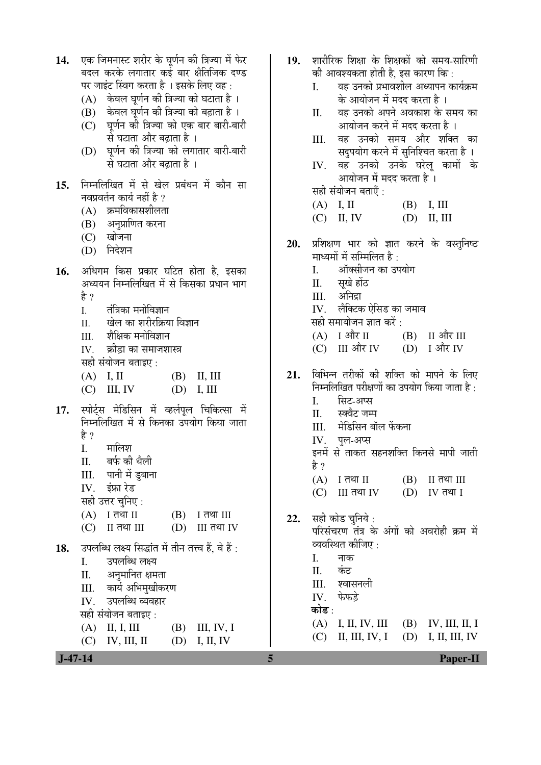**14.** एक जिमनास्ट शरीर के घूर्णन की त्रिज्या में फेर बदल करके लगातार कई बार क्षैतिजिक दण्ड पर जाइंट स्विंग करता है । इसके लिए वह :

(A) केवल घूर्णन की त्रिज्या को घटाता है ।
(B) केवल घूर्णन की त्रिज्या को बढ़ाता है ।
(C) घूर्णन की त्रिज्या को एक बार बारी-बारी से घटाता और बढ़ाता है ।
(D) घूर्णन की त्रिज्या को लगातार बारी-बारी से घटाता और बढ़ाता है ।

**15.** निम्नलिखित में से खेल प्रबंधन में कौन सा नवप्रवर्तन कार्य नहीं है ?

(A) क्रमविकासशीलता
(B) अनुप्राणित करना
(C) खोजना
(D) निदेशन

**16.** अधिगम किस प्रकार घटित होता है, इसका अध्ययन निम्नलिखित में से किसका प्रधान भाग है ?

I. तंत्रिका मनोविज्ञान
II. खेल का शरीरक्रिया विज्ञान
III. शैक्षिक मनोविज्ञान
IV. क्रीड़ा का समाजशास्त्र

सही संयोजन बताइए :

(A) I, II (B) II, III
(C) III, IV (D) I, III

**17.** स्पोर्ट्स मेडिसिन में व्हर्लपूल चिकित्सा में निम्नलिखित में से किनका उपयोग किया जाता है ?

I. मालिश
II. बर्फ की थैली
III. पानी में डुबाना
IV. इंफ्रा रेड

सही उत्तर चुनिए :

(A) I तथा II (B) I तथा III
(C) II तथा III (D) III तथा IV

**18.** उपलब्धि लक्ष्य सिद्धांत में तीन तत्त्व हैं, वे हैं :

I. उपलब्धि लक्ष्य
II. अनुमानित क्षमता
III. कार्य अभिमुखीकरण
IV. उपलब्धि व्यवहार

सही संयोजन बताइए :

(A) II, I, III (B) III, IV, I
(C) IV, III, II (D) I, II, IV

**19.** शारीरिक शिक्षा के शिक्षकों को समय-सारिणी की आवश्यकता होती है, इस कारण कि :

I. वह उनको प्रभावशील अध्यापन कार्यक्रम के आयोजन में मदद करता है ।
II. वह उनको अपने अवकाश के समय का आयोजन करने में मदद करता है ।
III. वह उनको समय और शक्ति का सदुपयोग करने में सुनिश्चित करता है ।
IV. वह उनको उनके घरेलू कामों के आयोजन में मदद करता है ।

सही संयोजन बताएँ :

(A) I, II (B) I, III
(C) II, IV (D) II, III

**20.** प्रशिक्षण भार को ज्ञात करने के वस्तुनिष्ठ माध्यमों में सम्मिलित है :

I. ऑक्सीजन का उपयोग
II. सूखे होंठ
III. अनिद्रा
IV. लैक्टिक ऐसिड का जमाव

सही समायोजन ज्ञात करें :

(A) I और II (B) II और III
(C) III और IV (D) I और IV

**21.** विभिन्न तरीकों की शक्ति को मापने के लिए निम्नलिखित परीक्षणों का उपयोग किया जाता है :

I. सिट-अप्स
II. स्क्वैट जम्प
III. मेडिसिन बॉल फेंकना
IV. पुल-अप्स

इनमें से ताकत सहनशक्ति किनसे मापी जाती है ?

(A) I तथा II (B) II तथा III
(C) III तथा IV (D) IV तथा I

**22.** सही कोड चुनिये :
परिसंचरण तंत्र के अंगों को अवरोही क्रम में व्यवस्थित कीजिए :

I. नाक
II. कंठ
III. श्वासनली
IV. फेफड़े

**कोड** :

(A) I, II, IV, III (B) IV, III, II, I
(C) II, III, IV, I (D) I, II, III, IV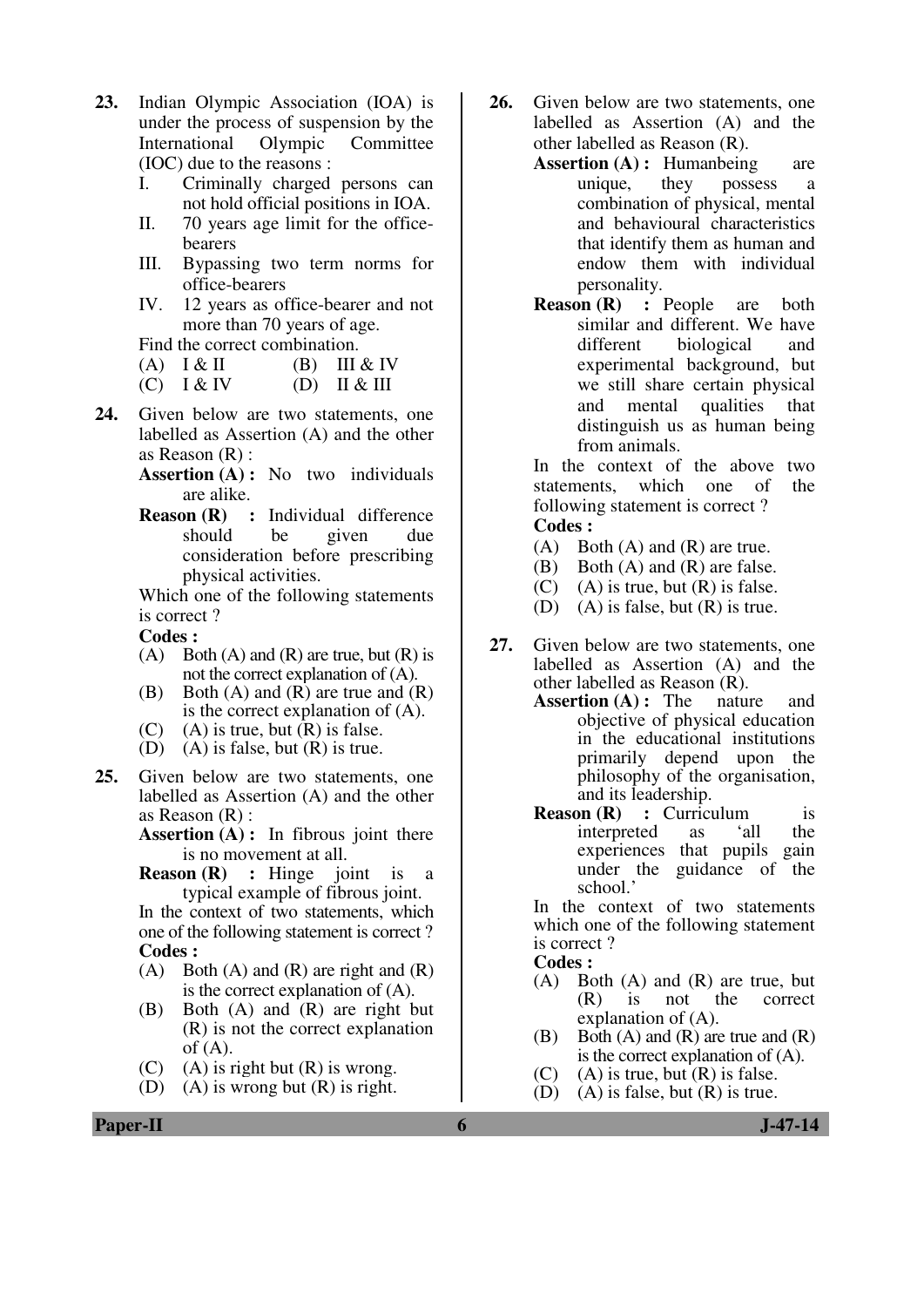**23.** Indian Olympic Association (IOA) is under the process of suspension by the International Olympic Committee (IOC) due to the reasons :

I. Criminally charged persons can not hold official positions in IOA.

II. 70 years age limit for the office-bearers

III. Bypassing two term norms for office-bearers

IV. 12 years as office-bearer and not more than 70 years of age.

Find the correct combination.

(A) I & II (B) III & IV

(C) I & IV (D) II & III

**24.** Given below are two statements, one labelled as Assertion (A) and the other as Reason (R) :

**Assertion (A) :** No two individuals are alike.

**Reason (R) :** Individual difference should be given due consideration before prescribing physical activities.

Which one of the following statements is correct ?

**Codes :**

(A) Both (A) and (R) are true, but (R) is not the correct explanation of (A).

(B) Both (A) and (R) are true and (R) is the correct explanation of (A).

(C) (A) is true, but (R) is false.

(D) (A) is false, but (R) is true.

**25.** Given below are two statements, one labelled as Assertion (A) and the other as Reason (R) :

**Assertion (A) :** In fibrous joint there is no movement at all.

**Reason (R) :** Hinge joint is a typical example of fibrous joint.

In the context of two statements, which one of the following statement is correct ?

**Codes :**

(A) Both (A) and (R) are right and (R) is the correct explanation of (A).

(B) Both (A) and (R) are right but (R) is not the correct explanation of (A).

(C) (A) is right but (R) is wrong.

(D) (A) is wrong but (R) is right.

**26.** Given below are two statements, one labelled as Assertion (A) and the other labelled as Reason (R).

**Assertion (A) :** Humanbeing are unique, they possess a combination of physical, mental and behavioural characteristics that identify them as human and endow them with individual personality.

**Reason (R) :** People are both similar and different. We have different biological and experimental background, but we still share certain physical and mental qualities that distinguish us as human being from animals.

In the context of the above two statements, which one of the following statement is correct ?

**Codes :**

(A) Both (A) and (R) are true.

(B) Both (A) and (R) are false.

(C) (A) is true, but (R) is false.

(D) (A) is false, but (R) is true.

**27.** Given below are two statements, one labelled as Assertion (A) and the other labelled as Reason (R).

**Assertion (A) :** The nature and objective of physical education in the educational institutions primarily depend upon the philosophy of the organisation, and its leadership.

**Reason (R) :** Curriculum is interpreted as 'all the experiences that pupils gain under the guidance of the school.'

In the context of two statements which one of the following statement is correct ?

**Codes :**

(A) Both (A) and (R) are true, but (R) is not the correct explanation of (A).

(B) Both (A) and (R) are true and (R) is the correct explanation of (A).

(C) (A) is true, but (R) is false.

(D) (A) is false, but (R) is true.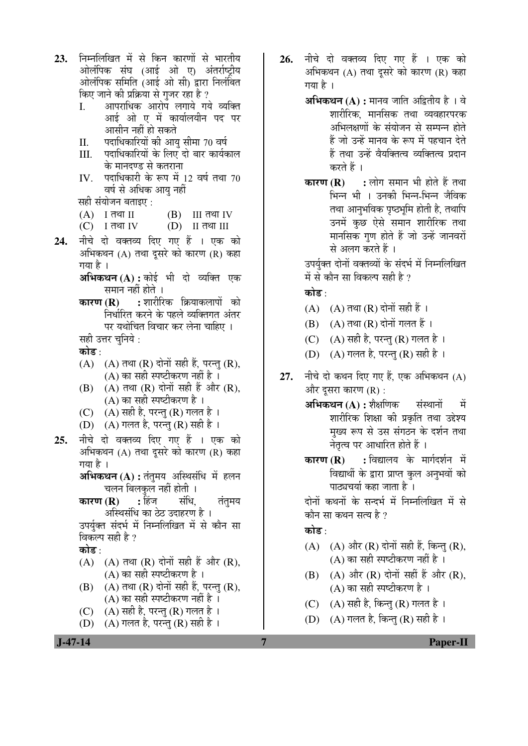23. निम्नलिखित में से किन कारणों से भारतीय ओलंपिक संघ (आई ओ ए) अंतर्राष्ट्रीय ओलंपिक समिति (आई ओ सी) द्वारा निलंबित किए जाने की प्रक्रिया से गुजर रहा है ?

   I. आपराधिक आरोप लगाये गये व्यक्ति आई ओ ए में कार्यालयीन पद पर आसीन नहीं हो सकते
   II. पदाधिकारियों की आयु सीमा 70 वर्ष
   III. पदाधिकारियों के लिए दो बार कार्यकाल के मानदण्ड से कतराना
   IV. पदाधिकारी के रूप में 12 वर्ष तथा 70 वर्ष से अधिक आयु नहीं

   सही संयोजन बताइए :

   (A) I तथा II
   (B) III तथा IV
   (C) I तथा IV
   (D) II तथा III

24. नीचे दो वक्तव्य दिए गए हैं । एक को अभिकथन (A) तथा दूसरे को कारण (R) कहा गया है ।

   **अभिकथन (A) :** कोई भी दो व्यक्ति एक समान नहीं होते ।

   **कारण (R) :** शारीरिक क्रियाकलापों को निर्धारित करने के पहले व्यक्तिगत अंतर पर यथोचित विचार कर लेना चाहिए ।

   सही उत्तर चुनिये :

   **कोड** :

   (A) (A) तथा (R) दोनों सही हैं, परन्तु (R), (A) का सही स्पष्टीकरण नहीं है ।
   (B) (A) तथा (R) दोनों सही हैं और (R), (A) का सही स्पष्टीकरण है ।
   (C) (A) सही है, परन्तु (R) गलत है ।
   (D) (A) गलत है, परन्तु (R) सही है ।

25. नीचे दो वक्तव्य दिए गए हैं । एक को अभिकथन (A) तथा दूसरे को कारण (R) कहा गया है ।

   **अभिकथन (A) :** तंतुमय अस्थिसंधि में हलन चलन बिलकुल नहीं होती ।

   **कारण (R) :** हिंज संधि, तंतुमय अस्थिसंधि का ठेठ उदाहरण है ।

   उपर्युक्त संदर्भ में निम्नलिखित में से कौन सा विकल्प सही है ?

   **कोड** :

   (A) (A) तथा (R) दोनों सही हैं और (R), (A) का सही स्पष्टीकरण है ।
   (B) (A) तथा (R) दोनों सही हैं, परन्तु (R), (A) का सही स्पष्टीकरण नहीं है ।
   (C) (A) सही है, परन्तु (R) गलत है ।
   (D) (A) गलत है, परन्तु (R) सही है ।

26. नीचे दो वक्तव्य दिए गए हैं । एक को अभिकथन (A) तथा दूसरे को कारण (R) कहा गया है ।

   **अभिकथन (A) :** मानव जाति अद्वितीय है । वे शारीरिक, मानसिक तथा व्यवहारपरक अभिलक्षणों के संयोजन से सम्पन्न होते हैं जो उन्हें मानव के रूप में पहचान देते हैं तथा उन्हें वैयक्तित्व व्यक्तित्व प्रदान करते हैं ।

   **कारण (R) :** लोग समान भी होते हैं तथा भिन्न भी । उनकी भिन्न-भिन्न जैविक तथा आनुभविक पृष्ठभूमि होती है, तथापि उनमें कुछ ऐसे समान शारीरिक तथा मानसिक गुण होते हैं जो उन्हें जानवरों से अलग करते हैं ।

   उपर्युक्त दोनों वक्तव्यों के संदर्भ में निम्नलिखित में से कौन सा विकल्प सही है ?

   **कोड** :

   (A) (A) तथा (R) दोनों सही हैं ।
   (B) (A) तथा (R) दोनों गलत हैं ।
   (C) (A) सही है, परन्तु (R) गलत है ।
   (D) (A) गलत है, परन्तु (R) सही है ।

27. नीचे दो कथन दिए गए हैं, एक अभिकथन (A) और दूसरा कारण (R) :

   **अभिकथन (A) :** शैक्षणिक संस्थानों में शारीरिक शिक्षा की प्रकृति तथा उद्देश्य मुख्य रूप से उस संगठन के दर्शन तथा नेतृत्व पर आधारित होते हैं ।

   **कारण (R) :** विद्यालय के मार्गदर्शन में विद्यार्थी के द्वारा प्राप्त कुल अनुभवों को पाठ्यचर्या कहा जाता है ।

   दोनों कथनों के सन्दर्भ में निम्नलिखित में से कौन सा कथन सत्य है ?

   **कोड** :

   (A) (A) और (R) दोनों सही हैं, किन्तु (R), (A) का सही स्पष्टीकरण नहीं है ।
   (B) (A) और (R) दोनों सहीं हैं और (R), (A) का सही स्पष्टीकरण है ।
   (C) (A) सही है, किन्तु (R) गलत है ।
   (D) (A) गलत है, किन्तु (R) सही है ।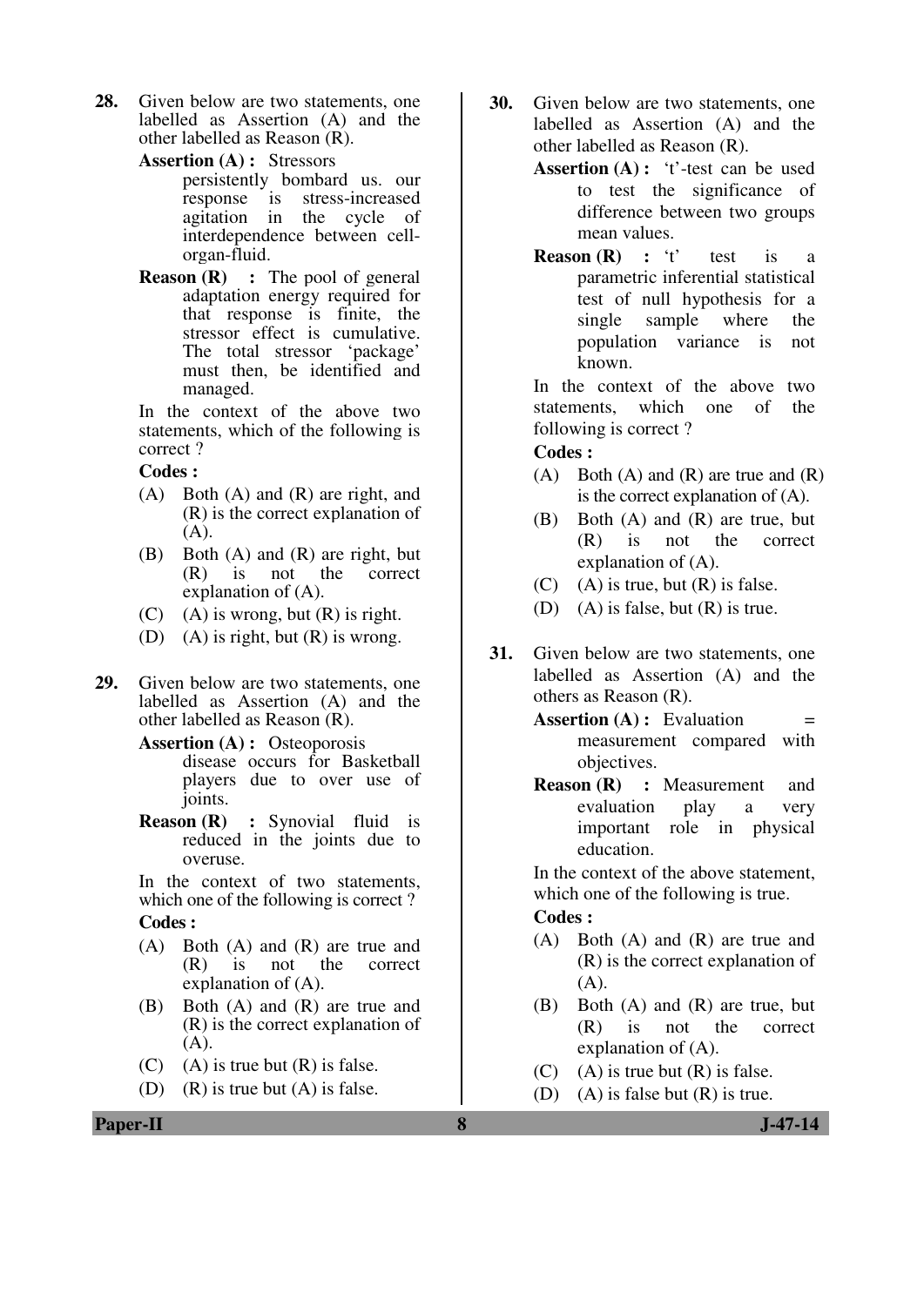28. Given below are two statements, one labelled as Assertion (A) and the other labelled as Reason (R).

    **Assertion (A) :** Stressors persistently bombard us. our response is stress-increased agitation in the cycle of interdependence between cell-organ-fluid.

    **Reason (R) :** The pool of general adaptation energy required for that response is finite, the stressor effect is cumulative. The total stressor 'package' must then, be identified and managed.

    In the context of the above two statements, which of the following is correct ?

    **Codes :**

    (A) Both (A) and (R) are right, and (R) is the correct explanation of (A).

    (B) Both (A) and (R) are right, but (R) is not the correct explanation of (A).

    (C) (A) is wrong, but (R) is right.

    (D) (A) is right, but (R) is wrong.

29. Given below are two statements, one labelled as Assertion (A) and the other labelled as Reason (R).

    **Assertion (A) :** Osteoporosis disease occurs for Basketball players due to over use of joints.

    **Reason (R) :** Synovial fluid is reduced in the joints due to overuse.

    In the context of two statements, which one of the following is correct ?

    **Codes :**

    (A) Both (A) and (R) are true and (R) is not the correct explanation of (A).

    (B) Both (A) and (R) are true and (R) is the correct explanation of (A).

    (C) (A) is true but (R) is false.

    (D) (R) is true but (A) is false.

30. Given below are two statements, one labelled as Assertion (A) and the other labelled as Reason (R).

    **Assertion (A) :** 't'-test can be used to test the significance of difference between two groups mean values.

    **Reason (R) :** 't' test is a parametric inferential statistical test of null hypothesis for a single sample where the population variance is not known.

    In the context of the above two statements, which one of the following is correct ?

    **Codes :**

    (A) Both (A) and (R) are true and (R) is the correct explanation of (A).

    (B) Both (A) and (R) are true, but (R) is not the correct explanation of (A).

    (C) (A) is true, but (R) is false.

    (D) (A) is false, but (R) is true.

31. Given below are two statements, one labelled as Assertion (A) and the others as Reason (R).

    **Assertion (A) :** Evaluation = measurement compared with objectives.

    **Reason (R) :** Measurement and evaluation play a very important role in physical education.

    In the context of the above statement, which one of the following is true.

    **Codes :**

    (A) Both (A) and (R) are true and (R) is the correct explanation of (A).

    (B) Both (A) and (R) are true, but (R) is not the correct explanation of (A).

    (C) (A) is true but (R) is false.

    (D) (A) is false but (R) is true.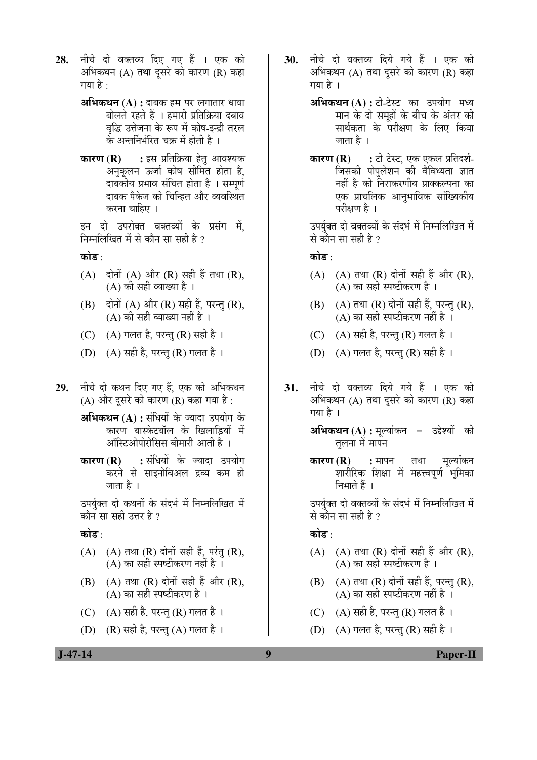28. नीचे दो वक्तव्य दिए गए हैं । एक को अभिकथन (A) तथा दूसरे को कारण (R) कहा गया है :

    **अभिकथन (A) :** दाबक हम पर लगातार धावा बोलते रहते हैं । हमारी प्रतिक्रिया दबाव वृद्धि उत्तेजना के रूप में कोष-इन्द्री तरल के अन्तर्निर्भरित चक्र में होती है ।

    **कारण (R) :** इस प्रतिक्रिया हेतु आवश्यक अनुकूलन ऊर्जा कोष सीमित होता है, दाबकीय प्रभाव संचित होता है । सम्पूर्ण दाबक पैकेज को चिन्हित और व्यवस्थित करना चाहिए ।

    इन दो उपरोक्त वक्तव्यों के प्रसंग में, निम्नलिखित में से कौन सा सही है ?

    **कोड** :

    (A) दोनों (A) और (R) सही हैं तथा (R), (A) की सही व्याख्या है ।

    (B) दोनों (A) और (R) सही हैं, परन्तु (R), (A) की सही व्याख्या नहीं है ।

    (C) (A) गलत है, परन्तु (R) सही है ।

    (D) (A) सही है, परन्तु (R) गलत है ।

29. नीचे दो कथन दिए गए हैं, एक को अभिकथन (A) और दूसरे को कारण (R) कहा गया है :

    **अभिकथन (A) :** संधियों के ज्यादा उपयोग के कारण बास्केटबॉल के खिलाड़ियों में ऑस्टिओपोरोसिस बीमारी आती है ।

    **कारण (R) :** संधियों के ज्यादा उपयोग करने से साइनोविअल द्रव्य कम हो जाता है ।

    उपर्युक्त दो कथनों के संदर्भ में निम्नलिखित में कौन सा सही उत्तर है ?

    **कोड** :

    (A) (A) तथा (R) दोनों सही हैं, परंतु (R), (A) का सही स्पष्टीकरण नहीं है ।

    (B) (A) तथा (R) दोनों सही हैं और (R), (A) का सही स्पष्टीकरण है ।

    (C) (A) सही है, परन्तु (R) गलत है ।

    (D) (R) सही है, परन्तु (A) गलत है ।

30. नीचे दो वक्तव्य दिये गये हैं । एक को अभिकथन (A) तथा दूसरे को कारण (R) कहा गया है ।

    **अभिकथन (A) :** टी-टेस्ट का उपयोग मध्य मान के दो समूहों के बीच के अंतर की सार्थकता के परीक्षण के लिए किया जाता है ।

    **कारण (R) :** टी टेस्ट, एक एकल प्रतिदर्श-जिसकी पोपुलेशन की वैविध्यता ज्ञात नहीं है की निराकरणीय प्राक्कल्पना का एक प्राचलिक आनुभाविक सांख्यिकीय परीक्षण है ।

    उपर्युक्त दो वक्तव्यों के संदर्भ में निम्नलिखित में से कौन सा सही है ?

    **कोड** :

    (A) (A) तथा (R) दोनों सही हैं और (R), (A) का सही स्पष्टीकरण है ।

    (B) (A) तथा (R) दोनों सही हैं, परन्तु (R), (A) का सही स्पष्टीकरण नहीं है ।

    (C) (A) सही है, परन्तु (R) गलत है ।

    (D) (A) गलत है, परन्तु (R) सही है ।

31. नीचे दो वक्तव्य दिये गये हैं । एक को अभिकथन (A) तथा दूसरे को कारण (R) कहा गया है ।

    **अभिकथन (A) :** मूल्यांकन = उद्देश्यों की तुलना में मापन

    **कारण (R) :** मापन तथा मूल्यांकन शारीरिक शिक्षा में महत्त्वपूर्ण भूमिका निभाते हैं ।

    उपर्युक्त दो वक्तव्यों के संदर्भ में निम्नलिखित में से कौन सा सही है ?

    **कोड** :

    (A) (A) तथा (R) दोनों सही हैं और (R), (A) का सही स्पष्टीकरण है ।

    (B) (A) तथा (R) दोनों सही हैं, परन्तु (R), (A) का सही स्पष्टीकरण नहीं है ।

    (C) (A) सही है, परन्तु (R) गलत है ।

    (D) (A) गलत है, परन्तु (R) सही है ।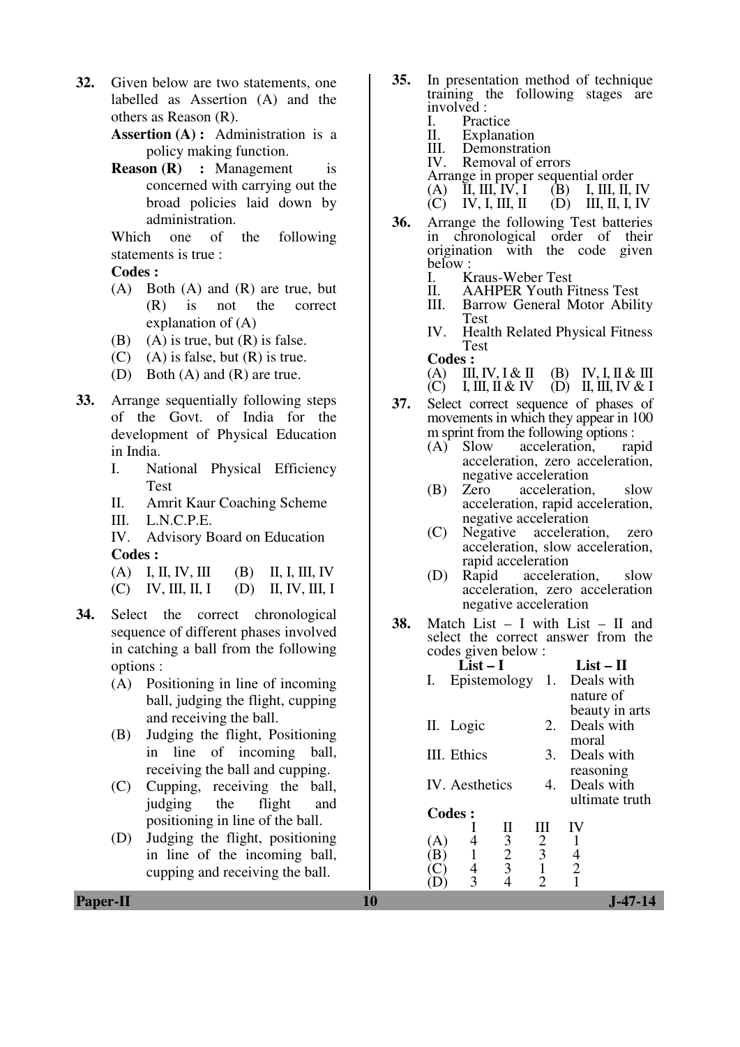**32.** Given below are two statements, one labelled as Assertion (A) and the others as Reason (R).

**Assertion (A) :** Administration is a policy making function.

**Reason (R) :** Management is concerned with carrying out the broad policies laid down by administration.

Which one of the following statements is true :

**Codes :**

(A) Both (A) and (R) are true, but (R) is not the correct explanation of (A)

(B) (A) is true, but (R) is false.

(C) (A) is false, but (R) is true.

(D) Both (A) and (R) are true.

**33.** Arrange sequentially following steps of the Govt. of India for the development of Physical Education in India.

I. National Physical Efficiency Test

II. Amrit Kaur Coaching Scheme

III. L.N.C.P.E.

IV. Advisory Board on Education

**Codes :**

(A) I, II, IV, III (B) II, I, III, IV

(C) IV, III, II, I (D) II, IV, III, I

**34.** Select the correct chronological sequence of different phases involved in catching a ball from the following options :

(A) Positioning in line of incoming ball, judging the flight, cupping and receiving the ball.

(B) Judging the flight, Positioning in line of incoming ball, receiving the ball and cupping.

(C) Cupping, receiving the ball, judging the flight and positioning in line of the ball.

(D) Judging the flight, positioning in line of the incoming ball, cupping and receiving the ball.

**35.** In presentation method of technique training the following stages are involved :

I. Practice

II. Explanation

III. Demonstration

IV. Removal of errors

Arrange in proper sequential order

(A) II, III, IV, I (B) I, III, II, IV

(C) IV, I, III, II (D) III, II, I, IV

**36.** Arrange the following Test batteries in chronological order of their origination with the code given below :

I. Kraus-Weber Test

II. AAHPER Youth Fitness Test

III. Barrow General Motor Ability Test

IV. Health Related Physical Fitness Test

**Codes :**

(A) III, IV, I & II (B) IV, I, II & III

(C) I, III, II & IV (D) II, III, IV & I

**37.** Select correct sequence of phases of movements in which they appear in 100 m sprint from the following options :

(A) Slow acceleration, rapid acceleration, zero acceleration, negative acceleration

(B) Zero acceleration, slow acceleration, rapid acceleration, negative acceleration

(C) Negative acceleration, zero acceleration, slow acceleration, rapid acceleration

(D) Rapid acceleration, slow acceleration, zero acceleration negative acceleration

**38.** Match List – I with List – II and select the correct answer from the codes given below :

| List – I | List – II |
|---|---|
| I. Epistemology | 1. Deals with nature of beauty in arts |
| II. Logic | 2. Deals with moral |
| III. Ethics | 3. Deals with reasoning |
| IV. Aesthetics | 4. Deals with ultimate truth |

**Codes :**

| | I | II | III | IV |
|---|---|---|---|---|
| (A) | 4 | 3 | 2 | 1 |
| (B) | 1 | 2 | 3 | 4 |
| (C) | 4 | 3 | 1 | 2 |
| (D) | 3 | 4 | 2 | 1 |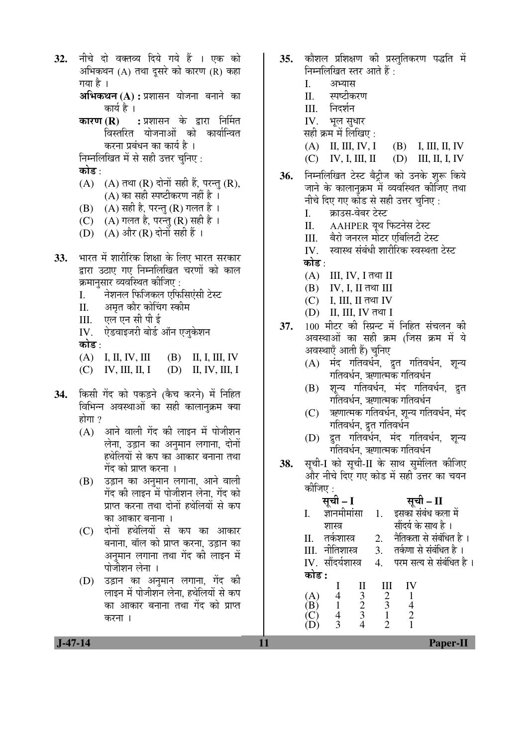**32.** नीचे दो वक्तव्य दिये गये हैं । एक को अभिकथन (A) तथा दूसरे को कारण (R) कहा गया है ।

**अभिकथन (A) :** प्रशासन योजना बनाने का कार्य है ।

**कारण (R) :** प्रशासन के द्वारा निर्मित विस्तरित योजनाओं को कार्यान्वित करना प्रबंधन का कार्य है ।

निम्नलिखित में से सही उत्तर चुनिए :

**कोड** :

(A) (A) तथा (R) दोनों सही हैं, परन्तु (R), (A) का सही स्पष्टीकरण नहीं है ।

(B) (A) सही है, परन्तु (R) गलत है ।

(C) (A) गलत है, परन्तु (R) सही है ।

(D) (A) और (R) दोनों सही हैं ।

**33.** भारत में शारीरिक शिक्षा के लिए भारत सरकार द्वारा उठाए गए निम्नलिखित चरणों को काल क्रमानुसार व्यवस्थित कीजिए :

I. नेशनल फिजिकल एफिसिएंसी टेस्ट

II. अमृत कौर कोचिंग स्कीम

III. एल एन सी पी ई

IV. ऐडवाइजरी बोर्ड ऑन एजुकेशन

**कोड** :

(A) I, II, IV, III  (B) II, I, III, IV

(C) IV, III, II, I  (D) II, IV, III, I

**34.** किसी गेंद को पकड़ने (कैच करने) में निहित विभिन्न अवस्थाओं का सही कालानुक्रम क्या होगा ?

(A) आने वाली गेंद की लाइन में पोजीशन लेना, उड़ान का अनुमान लगाना, दोनों हथेलियों से कप का आकार बनाना तथा गेंद को प्राप्त करना ।

(B) उड़ान का अनुमान लगाना, आने वाली गेंद की लाइन में पोजीशन लेना, गेंद को प्राप्त करना तथा दोनों हथेलियों से कप का आकार बनाना ।

(C) दोनों हथेलियों से कप का आकार बनाना, बॉल को प्राप्त करना, उड़ान का अनुमान लगाना तथा गेंद की लाइन में पोजीशन लेना ।

(D) उड़ान का अनुमान लगाना, गेंद की लाइन में पोजीशन लेना, हथेलियों से कप का आकार बनाना तथा गेंद को प्राप्त करना ।

**35.** कौशल प्रशिक्षण की प्रस्तुतिकरण पद्धति में निम्नलिखित स्तर आते हैं :

I. अभ्यास

II. स्पष्टीकरण

III. निदर्शन

IV. भूल सुधार

सही क्रम में लिखिए :

(A) II, III, IV, I  (B) I, III, II, IV

(C) IV, I, III, II  (D) III, II, I, IV

**36.** निम्नलिखित टेस्ट बैट्रीज को उनके शुरू किये जाने के कालानुक्रम में व्यवस्थित कीजिए तथा नीचे दिए गए कोड से सही उत्तर चुनिए :

I. क्राउस-वेबर टेस्ट

II. AAHPER यूथ फिटनेस टेस्ट

III. बैरो जनरल मोटर एबिलिटी टेस्ट

IV. स्वास्थ संबंधी शारीरिक स्वस्थता टेस्ट

**कोड** :

(A) III, IV, I तथा II

(B) IV, I, II तथा III

(C) I, III, II तथा IV

(D) II, III, IV तथा I

**37.** 100 मीटर की स्प्रिन्ट में निहित संचलन की अवस्थाओं का सही क्रम (जिस क्रम में ये अवस्थाएँ आती हैं) चुनिए

(A) मंद गतिवर्धन, द्रुत गतिवर्धन, शून्य गतिवर्धन, ऋणात्मक गतिवर्धन

(B) शून्य गतिवर्धन, मंद गतिवर्धन, द्रुत गतिवर्धन, ऋणात्मक गतिवर्धन

(C) ऋणात्मक गतिवर्धन, शून्य गतिवर्धन, मंद गतिवर्धन, द्रुत गतिवर्धन

(D) द्रुत गतिवर्धन, मंद गतिवर्धन, शून्य गतिवर्धन, ऋणात्मक गतिवर्धन

**38.** सूची-I को सूची-II के साथ सुमेलित कीजिए और नीचे दिए गए कोड में सही उत्तर का चयन कीजिए :

| सूची – I | सूची – II |
|---|---|
| I. ज्ञानमीमांसा शास्त्र | 1. इसका संबंध कला में सौंदर्य के साथ है । |
| II. तर्कशास्त्र | 2. नैतिकता से संबंधित है । |
| III. नीतिशास्त्र | 3. तर्कणा से संबंधित है । |
| IV. सौंदर्यशास्त्र | 4. परम सत्य से संबंधित है । |

**कोड :**

| | I | II | III | IV |
|---|---|---|---|---|
| (A) | 4 | 3 | 2 | 1 |
| (B) | 1 | 2 | 3 | 4 |
| (C) | 4 | 3 | 1 | 2 |
| (D) | 3 | 4 | 2 | 1 |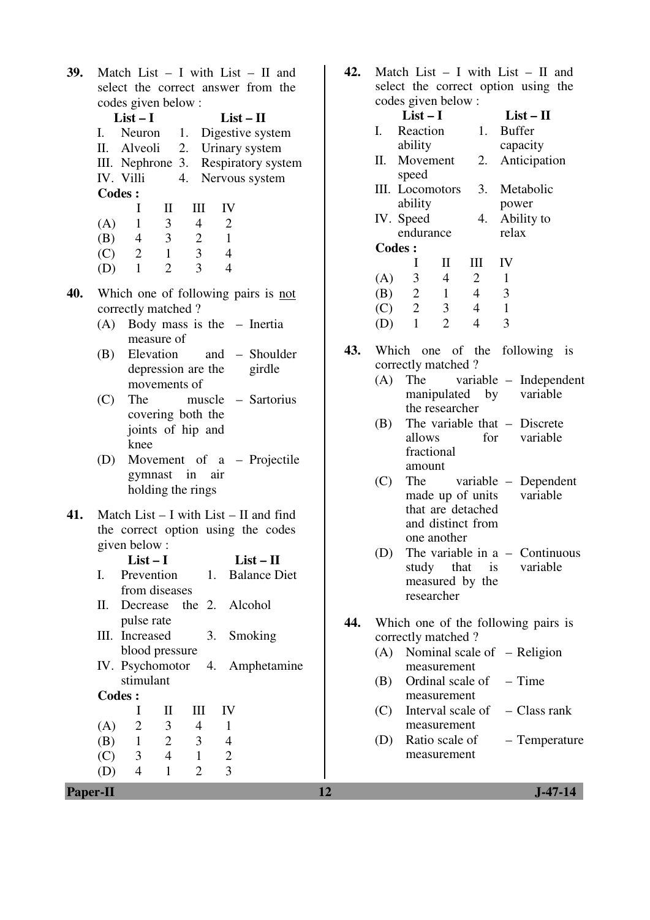**39.** Match List – I with List – II and select the correct answer from the codes given below :

| List – I | List – II |
|---|---|
| I. Neuron | 1. Digestive system |
| II. Alveoli | 2. Urinary system |
| III. Nephrone | 3. Respiratory system |
| IV. Villi | 4. Nervous system |

**Codes :**

| | I | II | III | IV |
|---|---|---|---|---|
| (A) | 1 | 3 | 4 | 2 |
| (B) | 4 | 3 | 2 | 1 |
| (C) | 2 | 1 | 3 | 4 |
| (D) | 1 | 2 | 3 | 4 |

**40.** Which one of following pairs is not correctly matched ?

(A) Body mass is the measure of – Inertia

(B) Elevation and depression are the movements of – Shoulder girdle

(C) The muscle covering both the joints of hip and knee – Sartorius

(D) Movement of a gymnast in air holding the rings – Projectile

**41.** Match List – I with List – II and find the correct option using the codes given below :

| List – I | List – II |
|---|---|
| I. Prevention from diseases | 1. Balance Diet |
| II. Decrease the pulse rate | 2. Alcohol |
| III. Increased blood pressure | 3. Smoking |
| IV. Psychomotor stimulant | 4. Amphetamine |

**Codes :**

| | I | II | III | IV |
|---|---|---|---|---|
| (A) | 2 | 3 | 4 | 1 |
| (B) | 1 | 2 | 3 | 4 |
| (C) | 3 | 4 | 1 | 2 |
| (D) | 4 | 1 | 2 | 3 |

**42.** Match List – I with List – II and select the correct option using the codes given below :

| List – I | List – II |
|---|---|
| I. Reaction ability | 1. Buffer capacity |
| II. Movement speed | 2. Anticipation |
| III. Locomotors ability | 3. Metabolic power |
| IV. Speed endurance | 4. Ability to relax |

**Codes :**

| | I | II | III | IV |
|---|---|---|---|---|
| (A) | 3 | 4 | 2 | 1 |
| (B) | 2 | 1 | 4 | 3 |
| (C) | 2 | 3 | 4 | 1 |
| (D) | 1 | 2 | 4 | 3 |

**43.** Which one of the following is correctly matched ?

(A) The variable manipulated by the researcher – Independent variable

(B) The variable that allows for fractional amount – Discrete variable

(C) The variable made up of units that are detached and distinct from one another – Dependent variable

(D) The variable in a study that is measured by the researcher – Continuous variable

**44.** Which one of the following pairs is correctly matched ?

(A) Nominal scale of measurement – Religion

(B) Ordinal scale of measurement – Time

(C) Interval scale of measurement – Class rank

(D) Ratio scale of measurement – Temperature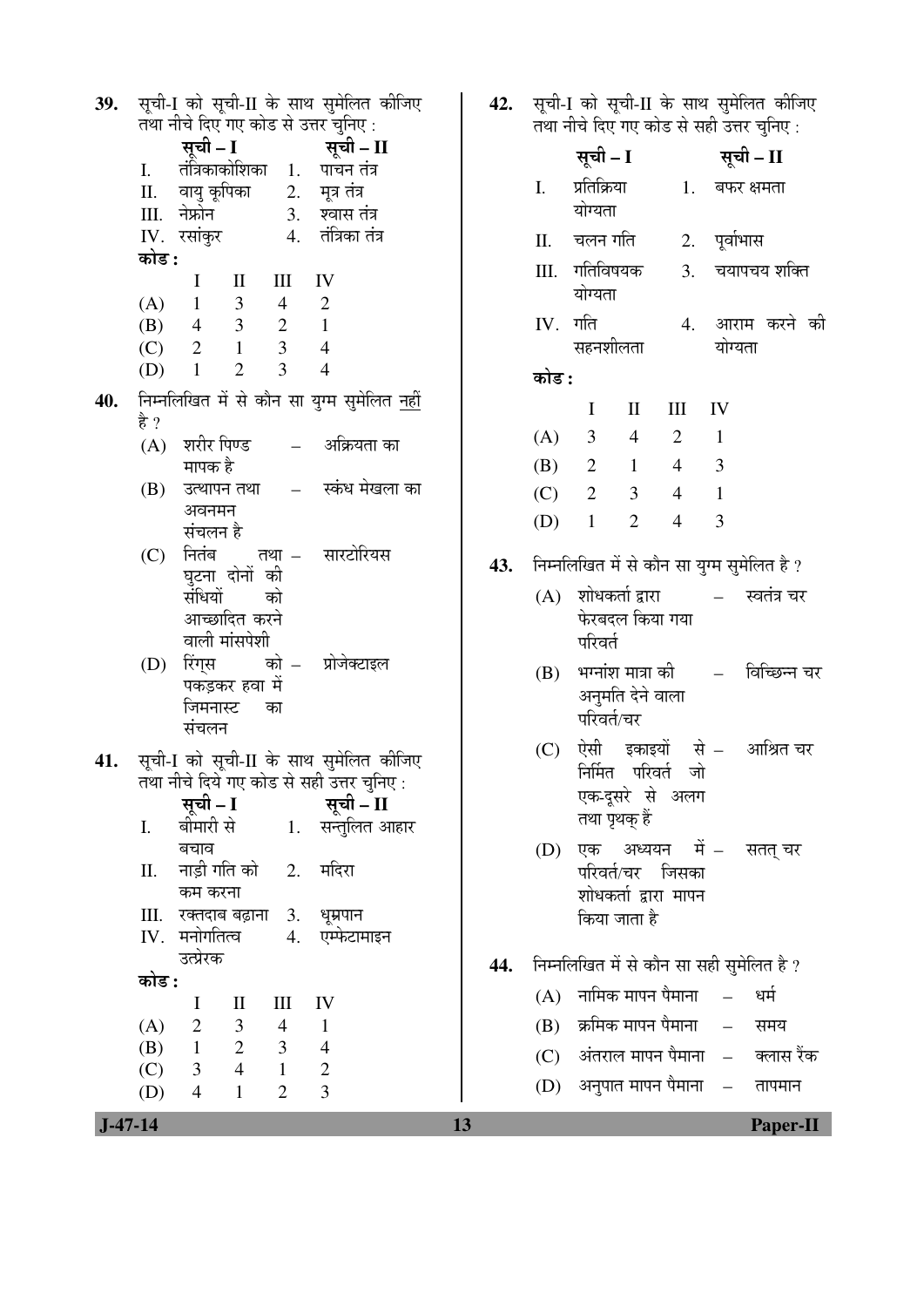**39.** सूची-I को सूची-II के साथ सुमेलित कीजिए तथा नीचे दिए गए कोड से उत्तर चुनिए :

| | सूची – I | | सूची – II |
|---|---|---|---|
| I. | तंत्रिकाकोशिका | 1. | पाचन तंत्र |
| II. | वायु कूपिका | 2. | मूत्र तंत्र |
| III. | नेफ्रोन | 3. | श्वास तंत्र |
| IV. | रसांकुर | 4. | तंत्रिका तंत्र |

**कोड :**

| | I | II | III | IV |
|---|---|---|---|---|
| (A) | 1 | 3 | 4 | 2 |
| (B) | 4 | 3 | 2 | 1 |
| (C) | 2 | 1 | 3 | 4 |
| (D) | 1 | 2 | 3 | 4 |

**40.** निम्नलिखित में से कौन सा युग्म सुमेलित नहीं है ?

(A) शरीर पिण्ड – अक्रियता का मापक है

(B) उत्थापन तथा अवनमन – स्कंध मेखला का संचलन है

(C) नितंब तथा घुटना दोनों की संधियों को आच्छादित करने वाली मांसपेशी – सारटोरियस

(D) रिंग्स को पकड़कर हवा में जिमनास्ट का संचलन – प्रोजेक्टाइल

**41.** सूची-I को सूची-II के साथ सुमेलित कीजिए तथा नीचे दिये गए कोड से सही उत्तर चुनिए :

| | सूची – I | | सूची – II |
|---|---|---|---|
| I. | बीमारी से बचाव | 1. | सन्तुलित आहार |
| II. | नाड़ी गति को कम करना | 2. | मदिरा |
| III. | रक्तदाब बढ़ाना | 3. | धूम्रपान |
| IV. | मनोगतित्व उत्प्रेरक | 4. | एम्फेटामाइन |

**कोड :**

| | I | II | III | IV |
|---|---|---|---|---|
| (A) | 2 | 3 | 4 | 1 |
| (B) | 1 | 2 | 3 | 4 |
| (C) | 3 | 4 | 1 | 2 |
| (D) | 4 | 1 | 2 | 3 |

**42.** सूची-I को सूची-II के साथ सुमेलित कीजिए तथा नीचे दिए गए कोड से सही उत्तर चुनिए :

| | सूची – I | | सूची – II |
|---|---|---|---|
| I. | प्रतिक्रिया योग्यता | 1. | बफर क्षमता |
| II. | चलन गति | 2. | पूर्वाभास |
| III. | गतिविषयक योग्यता | 3. | चयापचय शक्ति |
| IV. | गति सहनशीलता | 4. | आराम करने की योग्यता |

**कोड :**

| | I | II | III | IV |
|---|---|---|---|---|
| (A) | 3 | 4 | 2 | 1 |
| (B) | 2 | 1 | 4 | 3 |
| (C) | 2 | 3 | 4 | 1 |
| (D) | 1 | 2 | 4 | 3 |

**43.** निम्नलिखित में से कौन सा युग्म सुमेलित है ?

(A) शोधकर्ता द्वारा फेरबदल किया गया परिवर्त – स्वतंत्र चर

(B) भग्नांश मात्रा की अनुमति देने वाला परिवर्त/चर – विच्छिन्न चर

(C) ऐसी इकाइयों से निर्मित परिवर्त जो एक-दूसरे से अलग तथा पृथक् हैं – आश्रित चर

(D) एक अध्ययन में परिवर्त/चर जिसका शोधकर्ता द्वारा मापन किया जाता है – सतत् चर

**44.** निम्नलिखित में से कौन सा सही सुमेलित है ?

(A) नामिक मापन पैमाना – धर्म

(B) क्रमिक मापन पैमाना – समय

(C) अंतराल मापन पैमाना – क्लास रैंक

(D) अनुपात मापन पैमाना – तापमान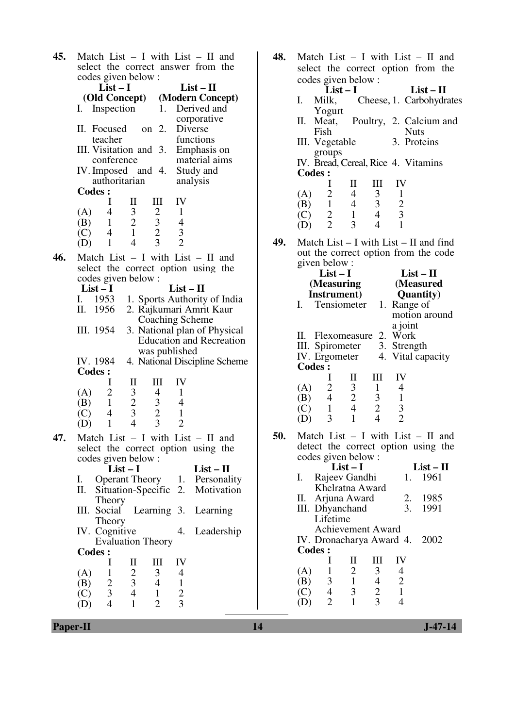**45.** Match List – I with List – II and select the correct answer from the codes given below :

| List – I (Old Concept) | List – II (Modern Concept) |
|---|---|
| I. Inspection | 1. Derived and corporative |
| II. Focused on teacher | 2. Diverse functions |
| III. Visitation and conference | 3. Emphasis on material aims |
| IV. Imposed and authoritarian | 4. Study and analysis |

**Codes :**

| | I | II | III | IV |
|---|---|---|---|---|
| (A) | 4 | 3 | 2 | 1 |
| (B) | 1 | 2 | 3 | 4 |
| (C) | 4 | 1 | 2 | 3 |
| (D) | 1 | 4 | 3 | 2 |

**46.** Match List – I with List – II and select the correct option using the codes given below :

| List – I | List – II |
|---|---|
| I. 1953 | 1. Sports Authority of India |
| II. 1956 | 2. Rajkumari Amrit Kaur Coaching Scheme |
| III. 1954 | 3. National plan of Physical Education and Recreation was published |
| IV. 1984 | 4. National Discipline Scheme |

**Codes :**

| | I | II | III | IV |
|---|---|---|---|---|
| (A) | 2 | 3 | 4 | 1 |
| (B) | 1 | 2 | 3 | 4 |
| (C) | 4 | 3 | 2 | 1 |
| (D) | 1 | 4 | 3 | 2 |

**47.** Match List – I with List – II and select the correct option using the codes given below :

| List – I | List – II |
|---|---|
| I. Operant Theory | 1. Personality |
| II. Situation-Specific Theory | 2. Motivation |
| III. Social Learning Theory | 3. Learning |
| IV. Cognitive Evaluation Theory | 4. Leadership |

**Codes :**

| | I | II | III | IV |
|---|---|---|---|---|
| (A) | 1 | 2 | 3 | 4 |
| (B) | 2 | 3 | 4 | 1 |
| (C) | 3 | 4 | 1 | 2 |
| (D) | 4 | 1 | 2 | 3 |

**48.** Match List – I with List – II and select the correct option from the codes given below :

| List – I | List – II |
|---|---|
| I. Milk, Cheese, Yogurt | 1. Carbohydrates |
| II. Meat, Poultry, Fish | 2. Calcium and Nuts |
| III. Vegetable groups | 3. Proteins |
| IV. Bread, Cereal, Rice | 4. Vitamins |

**Codes :**

| | I | II | III | IV |
|---|---|---|---|---|
| (A) | 2 | 4 | 3 | 1 |
| (B) | 1 | 4 | 3 | 2 |
| (C) | 2 | 1 | 4 | 3 |
| (D) | 2 | 3 | 4 | 1 |

**49.** Match List – I with List – II and find out the correct option from the code given below :

| List – I (Measuring Instrument) | List – II (Measured Quantity) |
|---|---|
| I. Tensiometer | 1. Range of motion around a joint |
| II. Flexomeasure | 2. Work |
| III. Spirometer | 3. Strength |
| IV. Ergometer | 4. Vital capacity |

**Codes :**

| | I | II | III | IV |
|---|---|---|---|---|
| (A) | 2 | 3 | 1 | 4 |
| (B) | 4 | 2 | 3 | 1 |
| (C) | 1 | 4 | 2 | 3 |
| (D) | 3 | 1 | 4 | 2 |

**50.** Match List – I with List – II and detect the correct option using the codes given below :

| List – I | List – II |
|---|---|
| I. Rajeev Gandhi Khelratna Award | 1. 1961 |
| II. Arjuna Award | 2. 1985 |
| III. Dhyanchand Lifetime Achievement Award | 3. 1991 |
| IV. Dronacharya Award | 4. 2002 |

**Codes :**

| | I | II | III | IV |
|---|---|---|---|---|
| (A) | 1 | 2 | 3 | 4 |
| (B) | 3 | 1 | 4 | 2 |
| (C) | 4 | 3 | 2 | 1 |
| (D) | 2 | 1 | 3 | 4 |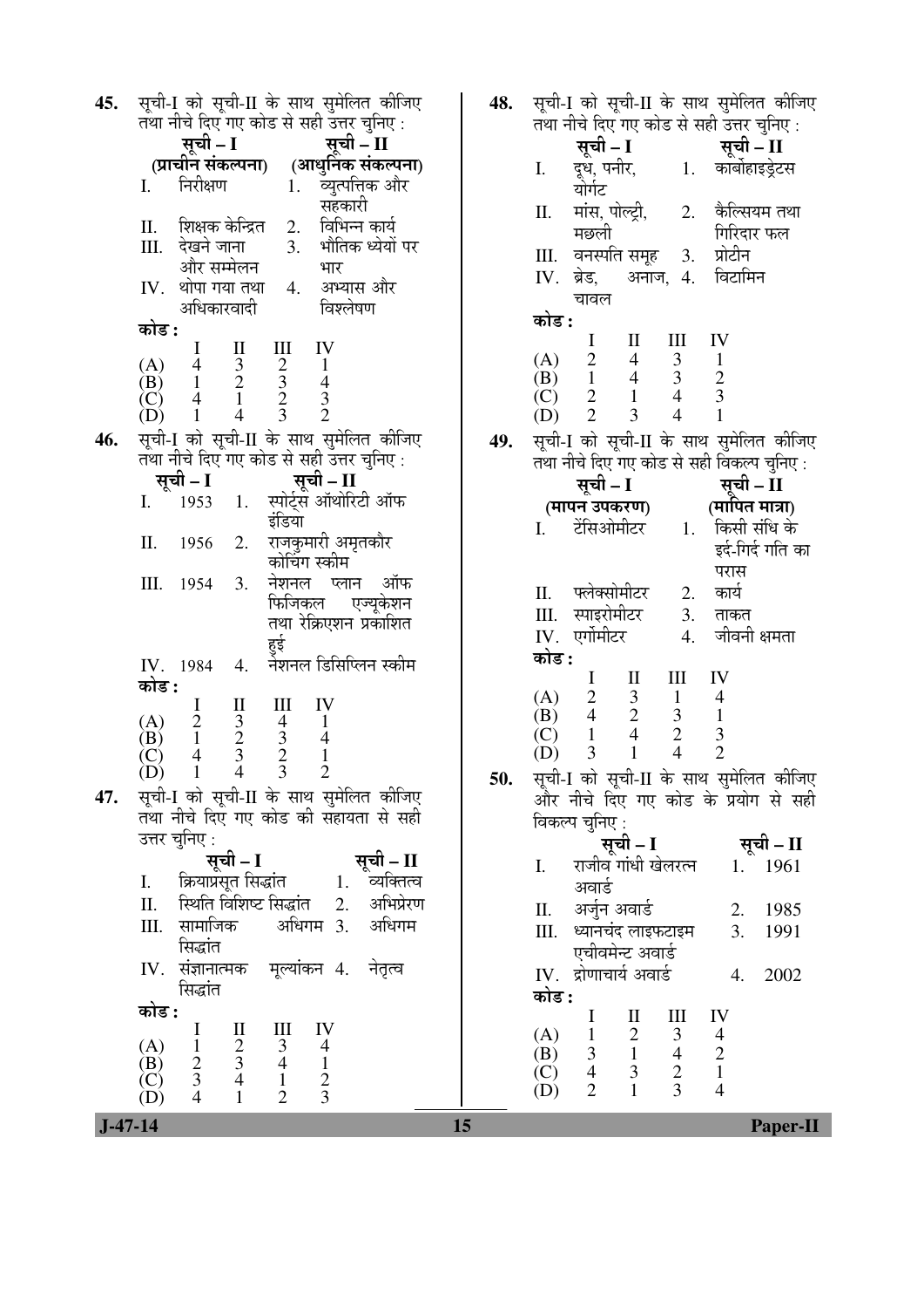**45.** सूची-I को सूची-II के साथ सुमेलित कीजिए तथा नीचे दिए गए कोड से सही उत्तर चुनिए :

| | सूची – I (प्राचीन संकल्पना) | | सूची – II (आधुनिक संकल्पना) |
|---|---|---|---|
| I. | निरीक्षण | 1. | व्युत्पत्तिक और सहकारी |
| II. | शिक्षक केन्द्रित | 2. | विभिन्न कार्य |
| III. | देखने जाना और सम्मेलन | 3. | भौतिक ध्येयों पर भार |
| IV. | थोपा गया तथा अधिकारवादी | 4. | अभ्यास और विश्लेषण |

**कोड :**

| | I | II | III | IV |
|---|---|---|---|---|
| (A) | 4 | 3 | 2 | 1 |
| (B) | 1 | 2 | 3 | 4 |
| (C) | 4 | 1 | 2 | 3 |
| (D) | 1 | 4 | 3 | 2 |

**46.** सूची-I को सूची-II के साथ सुमेलित कीजिए तथा नीचे दिए गए कोड से सही उत्तर चुनिए :

| | सूची – I | | सूची – II |
|---|---|---|---|
| I. | 1953 | 1. | स्पोर्ट्स ऑथोरिटी ऑफ इंडिया |
| II. | 1956 | 2. | राजकुमारी अमृतकौर कोचिंग स्कीम |
| III. | 1954 | 3. | नेशनल प्लान ऑफ फिजिकल एज्यूकेशन तथा रेक्रिएशन प्रकाशित हुई |
| IV. | 1984 | 4. | नेशनल डिसिप्लिन स्कीम |

**कोड :**

| | I | II | III | IV |
|---|---|---|---|---|
| (A) | 2 | 3 | 4 | 1 |
| (B) | 1 | 2 | 3 | 4 |
| (C) | 4 | 3 | 2 | 1 |
| (D) | 1 | 4 | 3 | 2 |

**47.** सूची-I को सूची-II के साथ सुमेलित कीजिए तथा नीचे दिए गए कोड की सहायता से सही उत्तर चुनिए :

| | सूची – I | | सूची – II |
|---|---|---|---|
| I. | क्रियाप्रसूत सिद्धांत | 1. | व्यक्तित्व |
| II. | स्थिति विशिष्ट सिद्धांत | 2. | अभिप्रेरण |
| III. | सामाजिक अधिगम सिद्धांत | 3. | अधिगम |
| IV. | संज्ञानात्मक मूल्यांकन सिद्धांत | 4. | नेतृत्व |

**कोड :**

| | I | II | III | IV |
|---|---|---|---|---|
| (A) | 1 | 2 | 3 | 4 |
| (B) | 2 | 3 | 4 | 1 |
| (C) | 3 | 4 | 1 | 2 |
| (D) | 4 | 1 | 2 | 3 |

**48.** सूची-I को सूची-II के साथ सुमेलित कीजिए तथा नीचे दिए गए कोड से सही उत्तर चुनिए :

| | सूची – I | | सूची – II |
|---|---|---|---|
| I. | दूध, पनीर, योगर्ट | 1. | कार्बोहाइड्रेटस |
| II. | मांस, पोल्ट्री, मछली | 2. | कैल्सियम तथा गिरिदार फल |
| III. | वनस्पति समूह | 3. | प्रोटीन |
| IV. | ब्रेड, अनाज, चावल | 4. | विटामिन |

**कोड :**

| | I | II | III | IV |
|---|---|---|---|---|
| (A) | 2 | 4 | 3 | 1 |
| (B) | 1 | 4 | 3 | 2 |
| (C) | 2 | 1 | 4 | 3 |
| (D) | 2 | 3 | 4 | 1 |

**49.** सूची-I को सूची-II के साथ सुमेलित कीजिए तथा नीचे दिए गए कोड से सही विकल्प चुनिए :

| | सूची – I (मापन उपकरण) | | सूची – II (मापित मात्रा) |
|---|---|---|---|
| I. | टेंसिओमीटर | 1. | किसी संधि के इर्द-गिर्द गति का परास |
| II. | फ्लेक्सोमीटर | 2. | कार्य |
| III. | स्पाइरोमीटर | 3. | ताकत |
| IV. | एर्गोमीटर | 4. | जीवनी क्षमता |

**कोड :**

| | I | II | III | IV |
|---|---|---|---|---|
| (A) | 2 | 3 | 1 | 4 |
| (B) | 4 | 2 | 3 | 1 |
| (C) | 1 | 4 | 2 | 3 |
| (D) | 3 | 1 | 4 | 2 |

**50.** सूची-I को सूची-II के साथ सुमेलित कीजिए और नीचे दिए गए कोड के प्रयोग से सही विकल्प चुनिए :

| | सूची – I | | सूची – II |
|---|---|---|---|
| I. | राजीव गांधी खेलरत्न अवार्ड | 1. | 1961 |
| II. | अर्जुन अवार्ड | 2. | 1985 |
| III. | ध्यानचंद लाइफटाइम एचीवमेन्ट अवार्ड | 3. | 1991 |
| IV. | द्रोणाचार्य अवार्ड | 4. | 2002 |

**कोड :**

| | I | II | III | IV |
|---|---|---|---|---|
| (A) | 1 | 2 | 3 | 4 |
| (B) | 3 | 1 | 4 | 2 |
| (C) | 4 | 3 | 2 | 1 |
| (D) | 2 | 1 | 3 | 4 |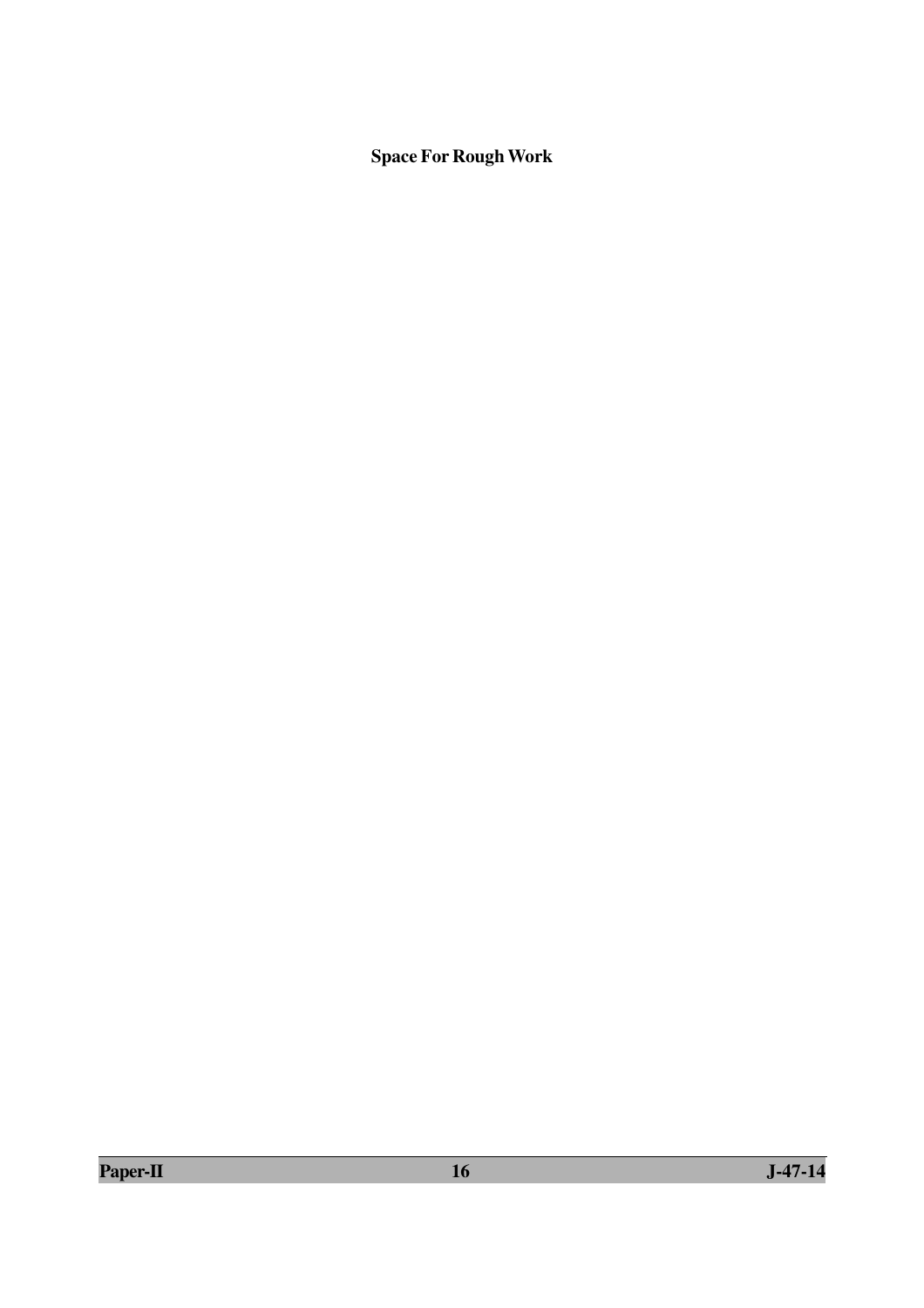**Space For Rough Work**